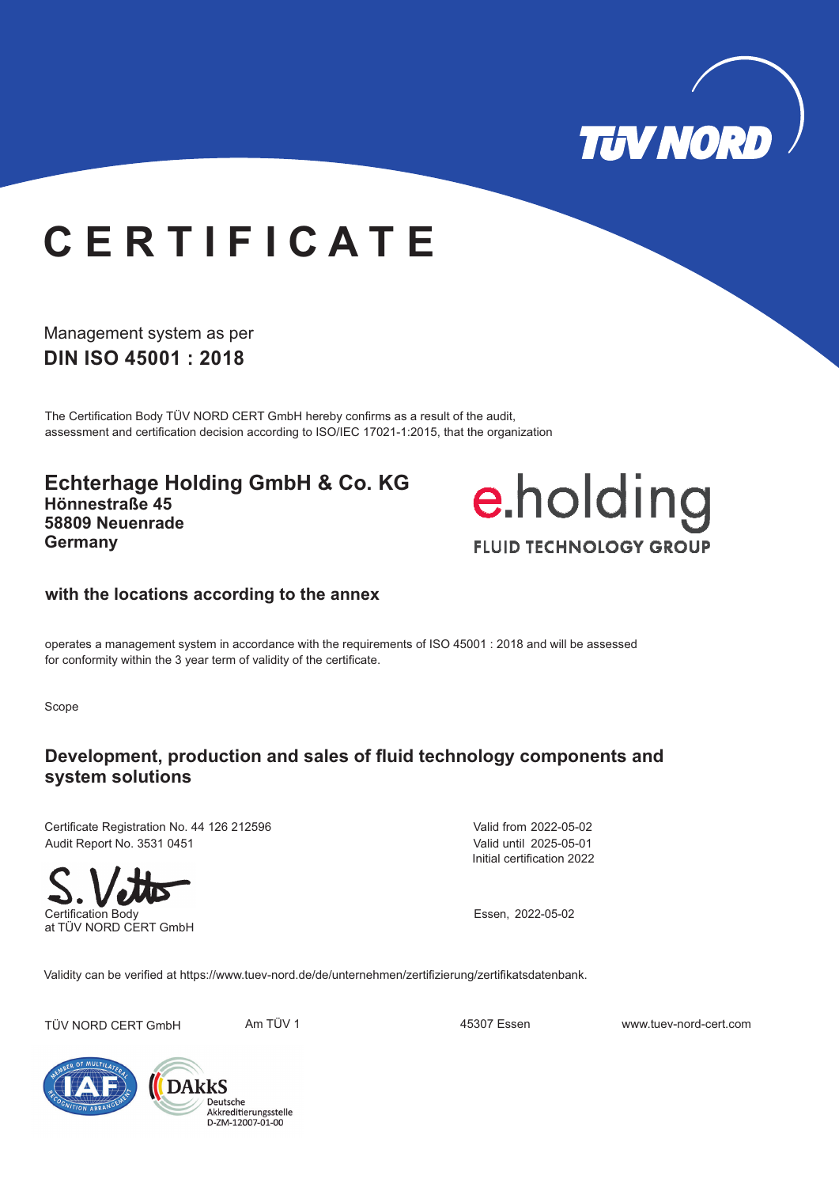TÜV NORD

# CERTIFICATE

Management system as per

**DIN ISO 45001 : 2018**

The Certification Body TÜV NORD CERT GmbH hereby confirms as a result of the audit, assessment and certification decision according to ISO/IEC 17021-1:2015, that the organization

**Echterhage Holding GmbH & Co. KG**
**Hönnestraße 45**
**58809 Neuenrade**
**Germany**

e.holding
FLUID TECHNOLOGY GROUP

**with the locations according to the annex**

operates a management system in accordance with the requirements of ISO 45001 : 2018 and will be assessed for conformity within the 3 year term of validity of the certificate.

Scope

**Development, production and sales of fluid technology components and system solutions**

Certificate Registration No. 44 126 212596
Audit Report No. 3531 0451

Valid from 2022-05-02
Valid until 2025-05-01
Initial certification 2022

S. Vetter

Certification Body
at TÜV NORD CERT GmbH

Essen, 2022-05-02

Validity can be verified at https://www.tuev-nord.de/de/unternehmen/zertifizierung/zertifikatsdatenbank.

TÜV NORD CERT GmbH   Am TÜV 1   45307 Essen   www.tuev-nord-cert.com

IAF – Member of Multilateral Recognition Arrangement

DAkkS Deutsche Akkreditierungsstelle D-ZM-12007-01-00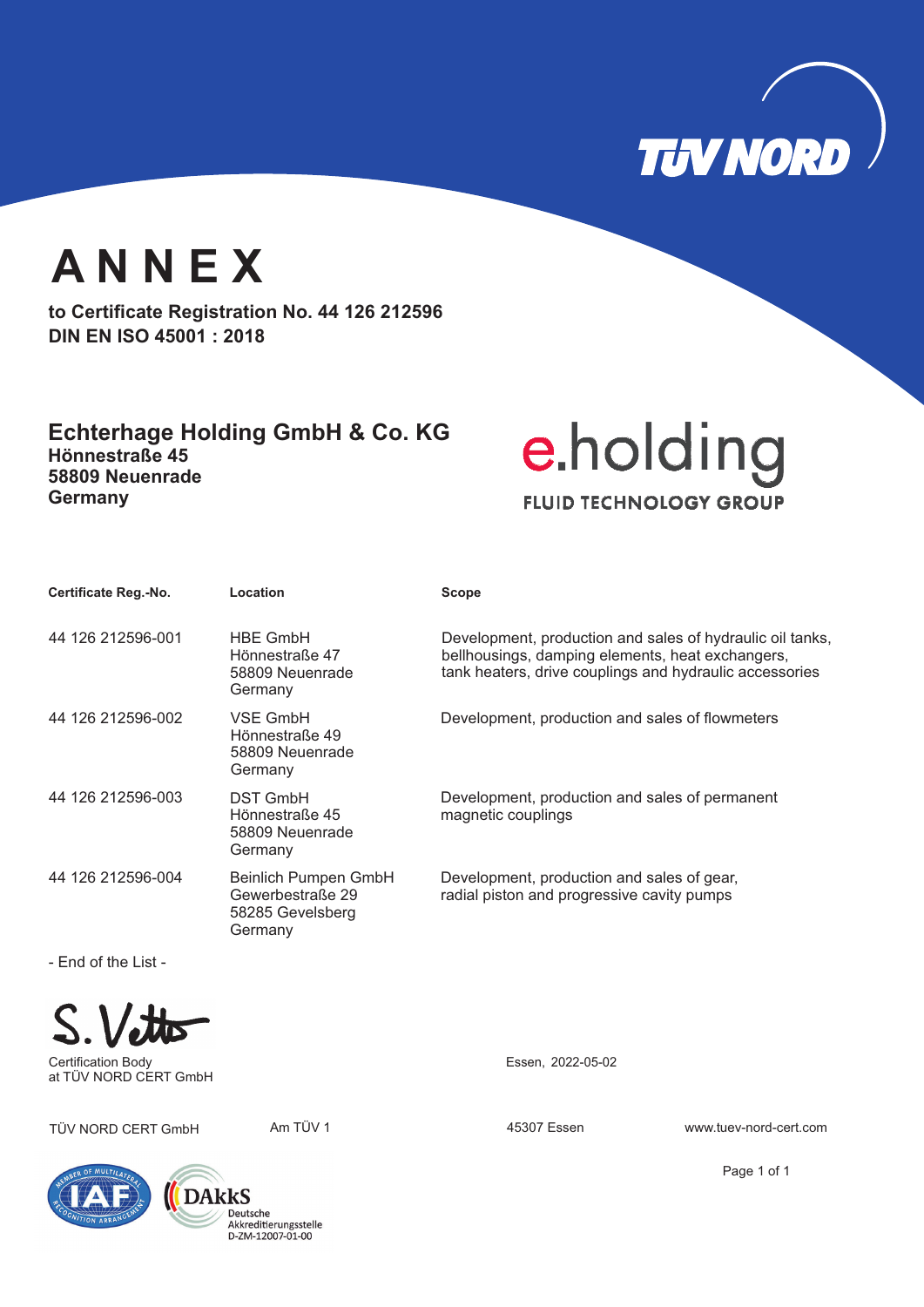# ANNEX

**to Certificate Registration No. 44 126 212596**
**DIN EN ISO 45001 : 2018**

**Echterhage Holding GmbH & Co. KG**
**Hönnestraße 45**
**58809 Neuenrade**
**Germany**

e.holding
FLUID TECHNOLOGY GROUP

| Certificate Reg.-No. | Location | Scope |
|---|---|---|
| 44 126 212596-001 | HBE GmbH<br>Hönnestraße 47<br>58809 Neuenrade<br>Germany | Development, production and sales of hydraulic oil tanks, bellhousings, damping elements, heat exchangers, tank heaters, drive couplings and hydraulic accessories |
| 44 126 212596-002 | VSE GmbH<br>Hönnestraße 49<br>58809 Neuenrade<br>Germany | Development, production and sales of flowmeters |
| 44 126 212596-003 | DST GmbH<br>Hönnestraße 45<br>58809 Neuenrade<br>Germany | Development, production and sales of permanent magnetic couplings |
| 44 126 212596-004 | Beinlich Pumpen GmbH<br>Gewerbestraße 29<br>58285 Gevelsberg<br>Germany | Development, production and sales of gear, radial piston and progressive cavity pumps |

- End of the List -

S. Vetter

Certification Body
at TÜV NORD CERT GmbH

Essen, 2022-05-02

TÜV NORD CERT GmbH    Am TÜV 1    45307 Essen    www.tuev-nord-cert.com

DAkkS
Deutsche
Akkreditierungsstelle
D-ZM-12007-01-00